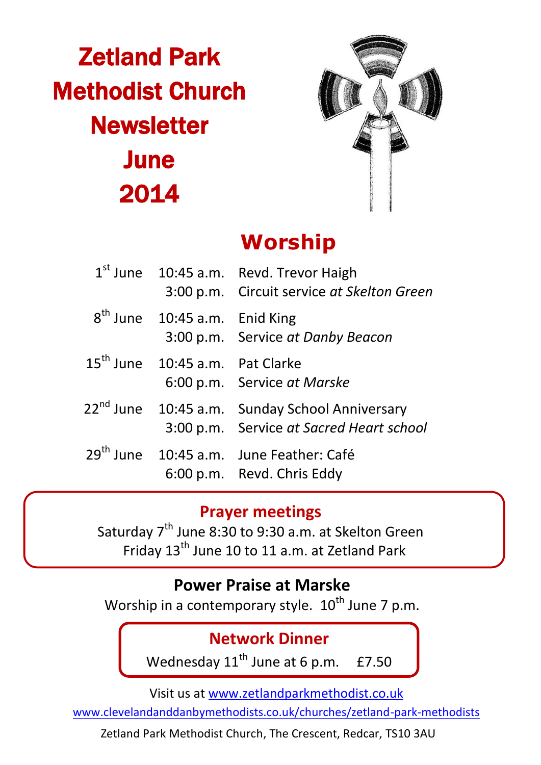# Zetland Park Methodist Church Newsletter June 2014

## Worship

| | | |
|---|---|---|
| 1st June | 10:45 a.m. | Revd. Trevor Haigh |
| | 3:00 p.m. | Circuit service *at Skelton Green* |
| 8th June | 10:45 a.m. | Enid King |
| | 3:00 p.m. | Service *at Danby Beacon* |
| 15th June | 10:45 a.m. | Pat Clarke |
| | 6:00 p.m. | Service *at Marske* |
| 22nd June | 10:45 a.m. | Sunday School Anniversary |
| | 3:00 p.m. | Service *at Sacred Heart school* |
| 29th June | 10:45 a.m. | June Feather: Café |
| | 6:00 p.m. | Revd. Chris Eddy |

## Prayer meetings

Saturday 7th June 8:30 to 9:30 a.m. at Skelton Green

Friday 13th June 10 to 11 a.m. at Zetland Park

## Power Praise at Marske

Worship in a contemporary style. 10th June 7 p.m.

## Network Dinner

Wednesday 11th June at 6 p.m. £7.50

Visit us at www.zetlandparkmethodist.co.uk

www.clevelandanddanbymethodists.co.uk/churches/zetland-park-methodists

Zetland Park Methodist Church, The Crescent, Redcar, TS10 3AU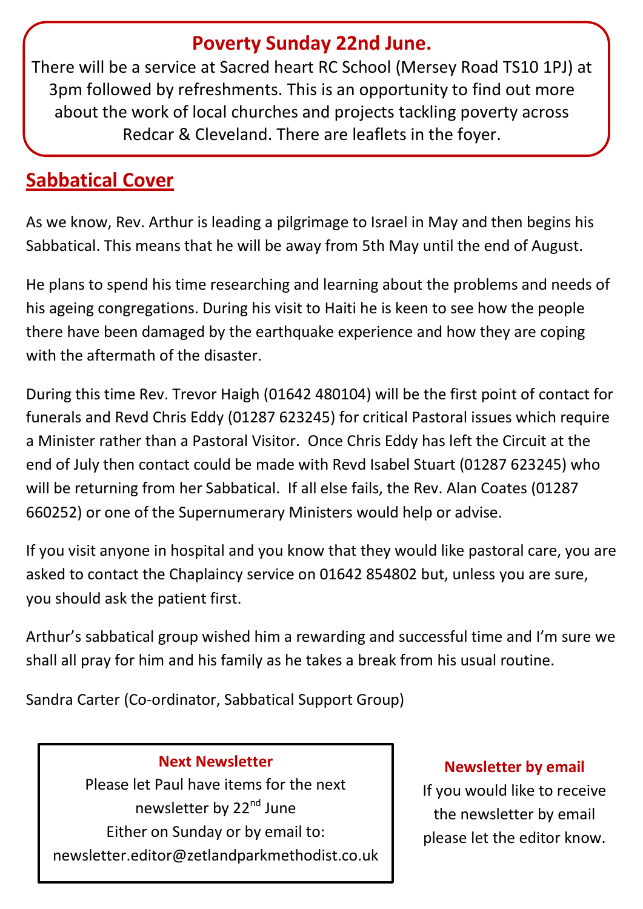## Poverty Sunday 22nd June.

There will be a service at Sacred heart RC School (Mersey Road TS10 1PJ) at 3pm followed by refreshments. This is an opportunity to find out more about the work of local churches and projects tackling poverty across Redcar & Cleveland. There are leaflets in the foyer.

## Sabbatical Cover

As we know, Rev. Arthur is leading a pilgrimage to Israel in May and then begins his Sabbatical. This means that he will be away from 5th May until the end of August.

He plans to spend his time researching and learning about the problems and needs of his ageing congregations. During his visit to Haiti he is keen to see how the people there have been damaged by the earthquake experience and how they are coping with the aftermath of the disaster.

During this time Rev. Trevor Haigh (01642 480104) will be the first point of contact for funerals and Revd Chris Eddy (01287 623245) for critical Pastoral issues which require a Minister rather than a Pastoral Visitor. Once Chris Eddy has left the Circuit at the end of July then contact could be made with Revd Isabel Stuart (01287 623245) who will be returning from her Sabbatical. If all else fails, the Rev. Alan Coates (01287 660252) or one of the Supernumerary Ministers would help or advise.

If you visit anyone in hospital and you know that they would like pastoral care, you are asked to contact the Chaplaincy service on 01642 854802 but, unless you are sure, you should ask the patient first.

Arthur's sabbatical group wished him a rewarding and successful time and I'm sure we shall all pray for him and his family as he takes a break from his usual routine.

Sandra Carter (Co-ordinator, Sabbatical Support Group)

**Next Newsletter**

Please let Paul have items for the next newsletter by 22nd June
Either on Sunday or by email to:
newsletter.editor@zetlandparkmethodist.co.uk

**Newsletter by email**

If you would like to receive the newsletter by email please let the editor know.